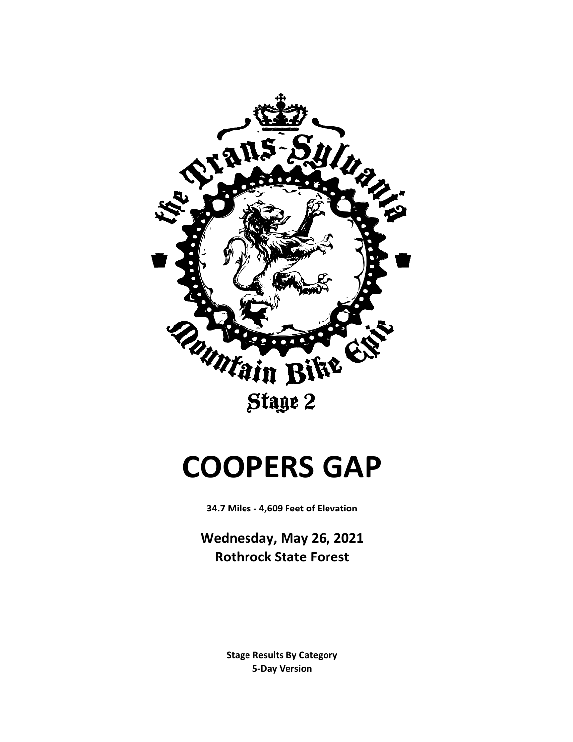# COOPERS GAP

**34.7 Miles - 4,609 Feet of Elevation**

**Wednesday, May 26, 2021**
**Rothrock State Forest**

**Stage Results By Category**
**5-Day Version**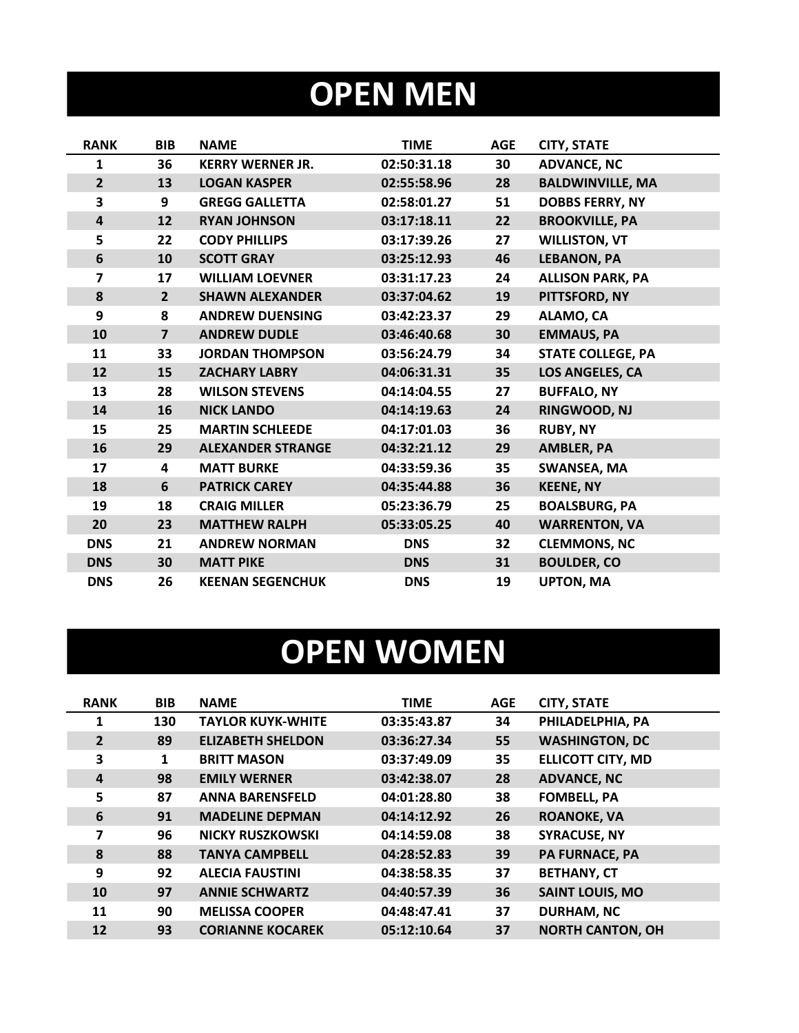# OPEN MEN

| RANK | BIB | NAME | TIME | AGE | CITY, STATE |
|---|---|---|---|---|---|
| 1 | 36 | KERRY WERNER JR. | 02:50:31.18 | 30 | ADVANCE, NC |
| 2 | 13 | LOGAN KASPER | 02:55:58.96 | 28 | BALDWINVILLE, MA |
| 3 | 9 | GREGG GALLETTA | 02:58:01.27 | 51 | DOBBS FERRY, NY |
| 4 | 12 | RYAN JOHNSON | 03:17:18.11 | 22 | BROOKVILLE, PA |
| 5 | 22 | CODY PHILLIPS | 03:17:39.26 | 27 | WILLISTON, VT |
| 6 | 10 | SCOTT GRAY | 03:25:12.93 | 46 | LEBANON, PA |
| 7 | 17 | WILLIAM LOEVNER | 03:31:17.23 | 24 | ALLISON PARK, PA |
| 8 | 2 | SHAWN ALEXANDER | 03:37:04.62 | 19 | PITTSFORD, NY |
| 9 | 8 | ANDREW DUENSING | 03:42:23.37 | 29 | ALAMO, CA |
| 10 | 7 | ANDREW DUDLE | 03:46:40.68 | 30 | EMMAUS, PA |
| 11 | 33 | JORDAN THOMPSON | 03:56:24.79 | 34 | STATE COLLEGE, PA |
| 12 | 15 | ZACHARY LABRY | 04:06:31.31 | 35 | LOS ANGELES, CA |
| 13 | 28 | WILSON STEVENS | 04:14:04.55 | 27 | BUFFALO, NY |
| 14 | 16 | NICK LANDO | 04:14:19.63 | 24 | RINGWOOD, NJ |
| 15 | 25 | MARTIN SCHLEEDE | 04:17:01.03 | 36 | RUBY, NY |
| 16 | 29 | ALEXANDER STRANGE | 04:32:21.12 | 29 | AMBLER, PA |
| 17 | 4 | MATT BURKE | 04:33:59.36 | 35 | SWANSEA, MA |
| 18 | 6 | PATRICK CAREY | 04:35:44.88 | 36 | KEENE, NY |
| 19 | 18 | CRAIG MILLER | 05:23:36.79 | 25 | BOALSBURG, PA |
| 20 | 23 | MATTHEW RALPH | 05:33:05.25 | 40 | WARRENTON, VA |
| DNS | 21 | ANDREW NORMAN | DNS | 32 | CLEMMONS, NC |
| DNS | 30 | MATT PIKE | DNS | 31 | BOULDER, CO |
| DNS | 26 | KEENAN SEGENCHUK | DNS | 19 | UPTON, MA |

# OPEN WOMEN

| RANK | BIB | NAME | TIME | AGE | CITY, STATE |
|---|---|---|---|---|---|
| 1 | 130 | TAYLOR KUYK-WHITE | 03:35:43.87 | 34 | PHILADELPHIA, PA |
| 2 | 89 | ELIZABETH SHELDON | 03:36:27.34 | 55 | WASHINGTON, DC |
| 3 | 1 | BRITT MASON | 03:37:49.09 | 35 | ELLICOTT CITY, MD |
| 4 | 98 | EMILY WERNER | 03:42:38.07 | 28 | ADVANCE, NC |
| 5 | 87 | ANNA BARENSFELD | 04:01:28.80 | 38 | FOMBELL, PA |
| 6 | 91 | MADELINE DEPMAN | 04:14:12.92 | 26 | ROANOKE, VA |
| 7 | 96 | NICKY RUSZKOWSKI | 04:14:59.08 | 38 | SYRACUSE, NY |
| 8 | 88 | TANYA CAMPBELL | 04:28:52.83 | 39 | PA FURNACE, PA |
| 9 | 92 | ALECIA FAUSTINI | 04:38:58.35 | 37 | BETHANY, CT |
| 10 | 97 | ANNIE SCHWARTZ | 04:40:57.39 | 36 | SAINT LOUIS, MO |
| 11 | 90 | MELISSA COOPER | 04:48:47.41 | 37 | DURHAM, NC |
| 12 | 93 | CORIANNE KOCAREK | 05:12:10.64 | 37 | NORTH CANTON, OH |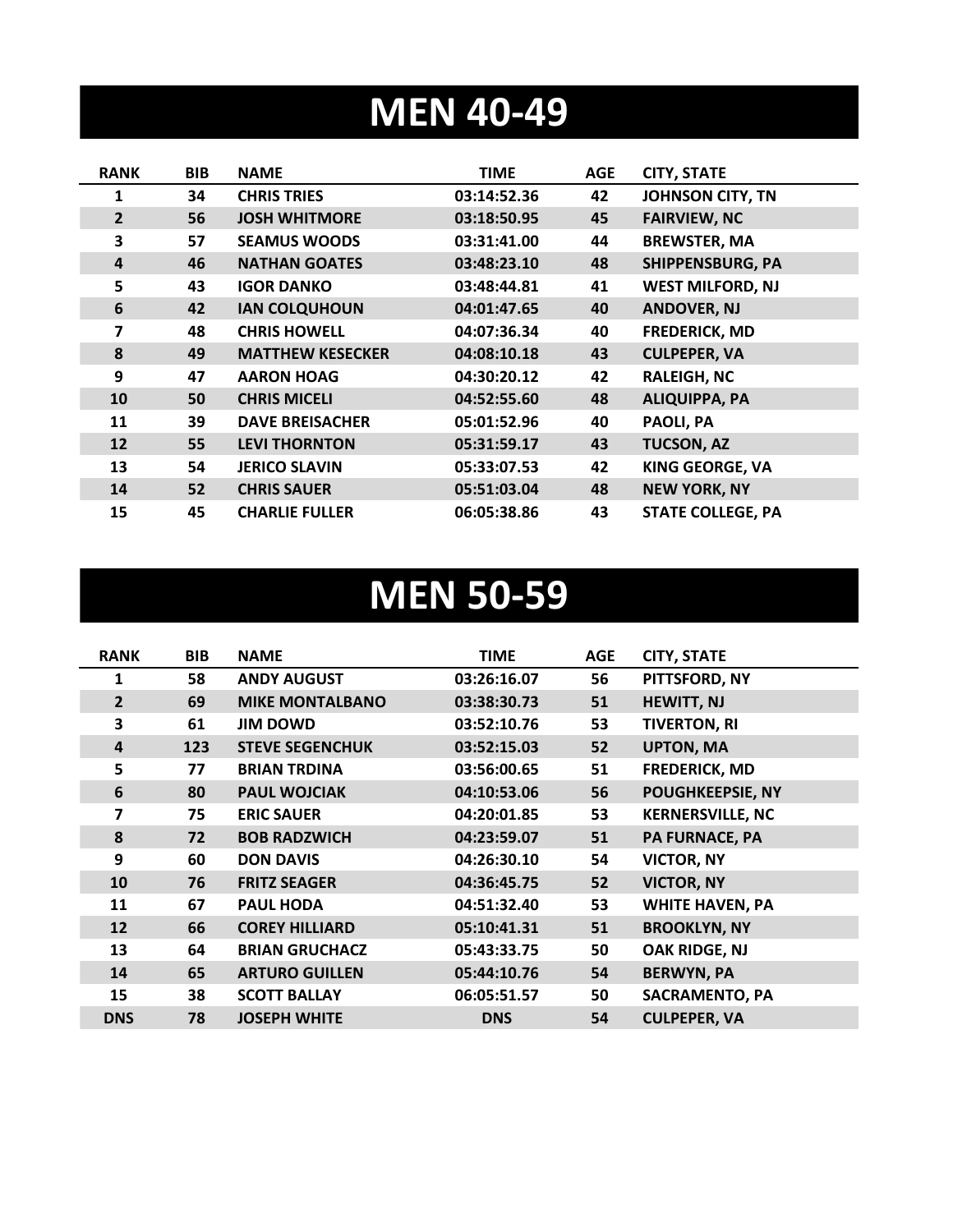# MEN 40-49

| RANK | BIB | NAME | TIME | AGE | CITY, STATE |
|---|---|---|---|---|---|
| 1 | 34 | CHRIS TRIES | 03:14:52.36 | 42 | JOHNSON CITY, TN |
| 2 | 56 | JOSH WHITMORE | 03:18:50.95 | 45 | FAIRVIEW, NC |
| 3 | 57 | SEAMUS WOODS | 03:31:41.00 | 44 | BREWSTER, MA |
| 4 | 46 | NATHAN GOATES | 03:48:23.10 | 48 | SHIPPENSBURG, PA |
| 5 | 43 | IGOR DANKO | 03:48:44.81 | 41 | WEST MILFORD, NJ |
| 6 | 42 | IAN COLQUHOUN | 04:01:47.65 | 40 | ANDOVER, NJ |
| 7 | 48 | CHRIS HOWELL | 04:07:36.34 | 40 | FREDERICK, MD |
| 8 | 49 | MATTHEW KESECKER | 04:08:10.18 | 43 | CULPEPER, VA |
| 9 | 47 | AARON HOAG | 04:30:20.12 | 42 | RALEIGH, NC |
| 10 | 50 | CHRIS MICELI | 04:52:55.60 | 48 | ALIQUIPPA, PA |
| 11 | 39 | DAVE BREISACHER | 05:01:52.96 | 40 | PAOLI, PA |
| 12 | 55 | LEVI THORNTON | 05:31:59.17 | 43 | TUCSON, AZ |
| 13 | 54 | JERICO SLAVIN | 05:33:07.53 | 42 | KING GEORGE, VA |
| 14 | 52 | CHRIS SAUER | 05:51:03.04 | 48 | NEW YORK, NY |
| 15 | 45 | CHARLIE FULLER | 06:05:38.86 | 43 | STATE COLLEGE, PA |

# MEN 50-59

| RANK | BIB | NAME | TIME | AGE | CITY, STATE |
|---|---|---|---|---|---|
| 1 | 58 | ANDY AUGUST | 03:26:16.07 | 56 | PITTSFORD, NY |
| 2 | 69 | MIKE MONTALBANO | 03:38:30.73 | 51 | HEWITT, NJ |
| 3 | 61 | JIM DOWD | 03:52:10.76 | 53 | TIVERTON, RI |
| 4 | 123 | STEVE SEGENCHUK | 03:52:15.03 | 52 | UPTON, MA |
| 5 | 77 | BRIAN TRDINA | 03:56:00.65 | 51 | FREDERICK, MD |
| 6 | 80 | PAUL WOJCIAK | 04:10:53.06 | 56 | POUGHKEEPSIE, NY |
| 7 | 75 | ERIC SAUER | 04:20:01.85 | 53 | KERNERSVILLE, NC |
| 8 | 72 | BOB RADZWICH | 04:23:59.07 | 51 | PA FURNACE, PA |
| 9 | 60 | DON DAVIS | 04:26:30.10 | 54 | VICTOR, NY |
| 10 | 76 | FRITZ SEAGER | 04:36:45.75 | 52 | VICTOR, NY |
| 11 | 67 | PAUL HODA | 04:51:32.40 | 53 | WHITE HAVEN, PA |
| 12 | 66 | COREY HILLIARD | 05:10:41.31 | 51 | BROOKLYN, NY |
| 13 | 64 | BRIAN GRUCHACZ | 05:43:33.75 | 50 | OAK RIDGE, NJ |
| 14 | 65 | ARTURO GUILLEN | 05:44:10.76 | 54 | BERWYN, PA |
| 15 | 38 | SCOTT BALLAY | 06:05:51.57 | 50 | SACRAMENTO, PA |
| DNS | 78 | JOSEPH WHITE | DNS | 54 | CULPEPER, VA |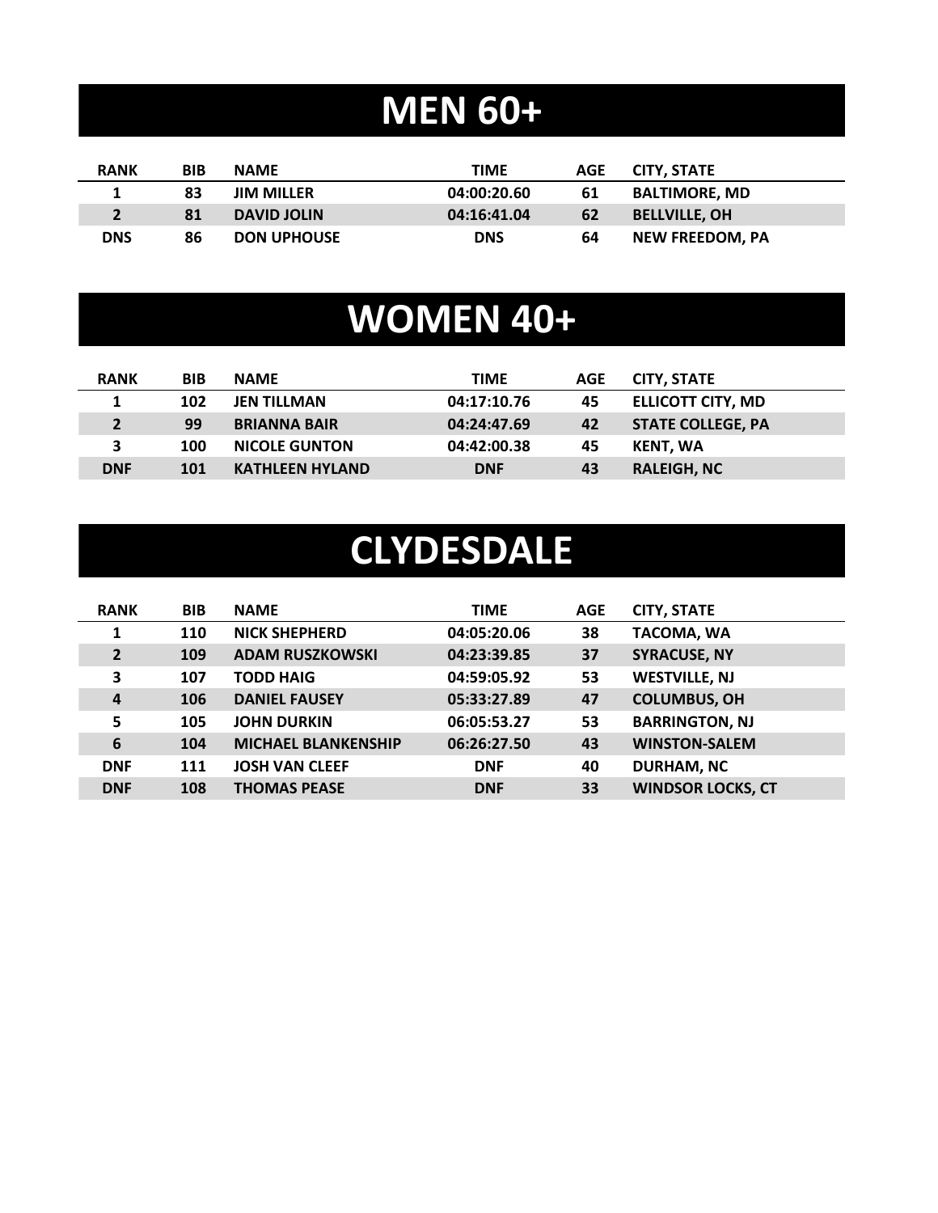# MEN 60+

| RANK | BIB | NAME | TIME | AGE | CITY, STATE |
|---|---|---|---|---|---|
| 1 | 83 | JIM MILLER | 04:00:20.60 | 61 | BALTIMORE, MD |
| 2 | 81 | DAVID JOLIN | 04:16:41.04 | 62 | BELLVILLE, OH |
| DNS | 86 | DON UPHOUSE | DNS | 64 | NEW FREEDOM, PA |

# WOMEN 40+

| RANK | BIB | NAME | TIME | AGE | CITY, STATE |
|---|---|---|---|---|---|
| 1 | 102 | JEN TILLMAN | 04:17:10.76 | 45 | ELLICOTT CITY, MD |
| 2 | 99 | BRIANNA BAIR | 04:24:47.69 | 42 | STATE COLLEGE, PA |
| 3 | 100 | NICOLE GUNTON | 04:42:00.38 | 45 | KENT, WA |
| DNF | 101 | KATHLEEN HYLAND | DNF | 43 | RALEIGH, NC |

# CLYDESDALE

| RANK | BIB | NAME | TIME | AGE | CITY, STATE |
|---|---|---|---|---|---|
| 1 | 110 | NICK SHEPHERD | 04:05:20.06 | 38 | TACOMA, WA |
| 2 | 109 | ADAM RUSZKOWSKI | 04:23:39.85 | 37 | SYRACUSE, NY |
| 3 | 107 | TODD HAIG | 04:59:05.92 | 53 | WESTVILLE, NJ |
| 4 | 106 | DANIEL FAUSEY | 05:33:27.89 | 47 | COLUMBUS, OH |
| 5 | 105 | JOHN DURKIN | 06:05:53.27 | 53 | BARRINGTON, NJ |
| 6 | 104 | MICHAEL BLANKENSHIP | 06:26:27.50 | 43 | WINSTON-SALEM |
| DNF | 111 | JOSH VAN CLEEF | DNF | 40 | DURHAM, NC |
| DNF | 108 | THOMAS PEASE | DNF | 33 | WINDSOR LOCKS, CT |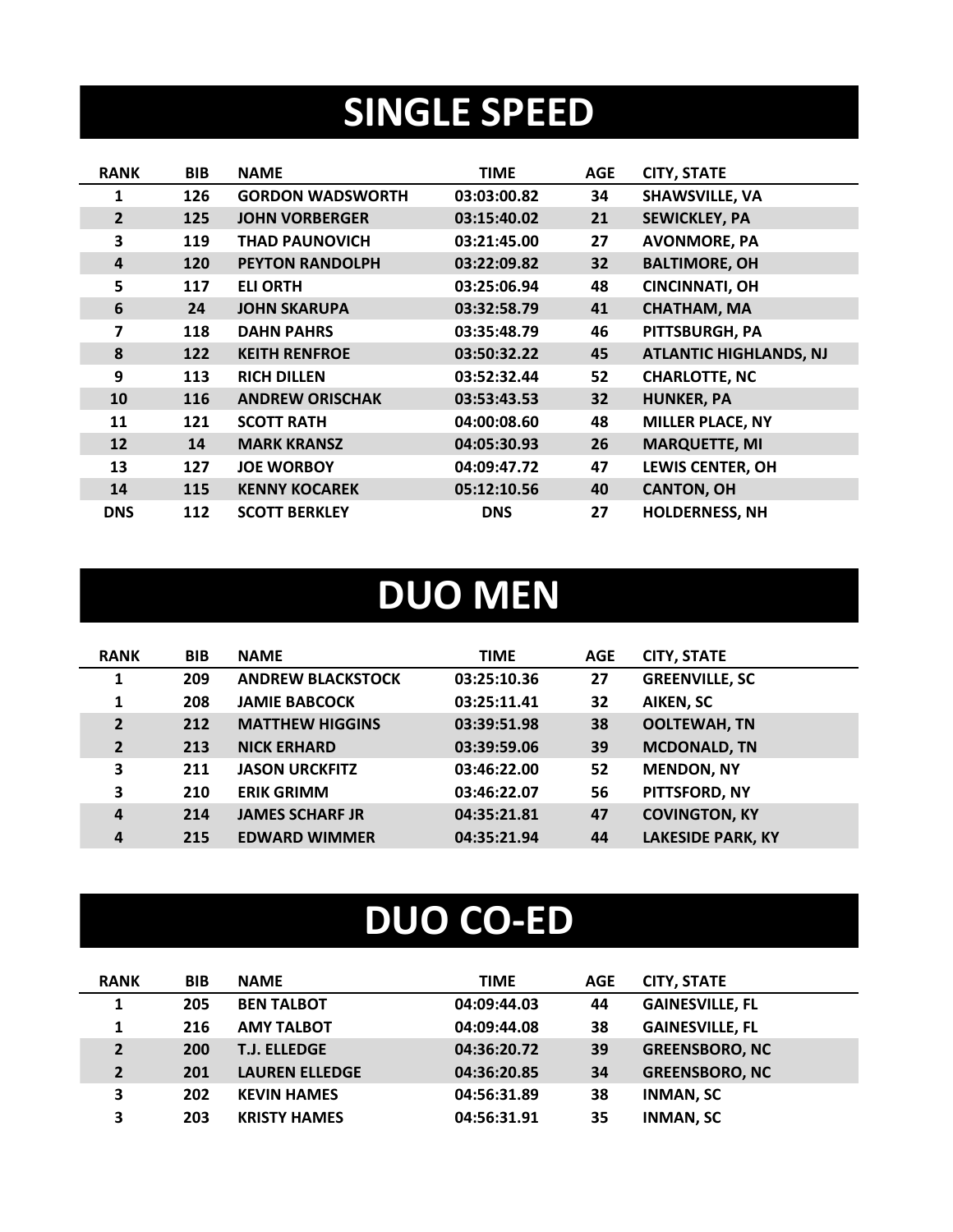# SINGLE SPEED

| RANK | BIB | NAME | TIME | AGE | CITY, STATE |
|---|---|---|---|---|---|
| 1 | 126 | GORDON WADSWORTH | 03:03:00.82 | 34 | SHAWSVILLE, VA |
| 2 | 125 | JOHN VORBERGER | 03:15:40.02 | 21 | SEWICKLEY, PA |
| 3 | 119 | THAD PAUNOVICH | 03:21:45.00 | 27 | AVONMORE, PA |
| 4 | 120 | PEYTON RANDOLPH | 03:22:09.82 | 32 | BALTIMORE, OH |
| 5 | 117 | ELI ORTH | 03:25:06.94 | 48 | CINCINNATI, OH |
| 6 | 24 | JOHN SKARUPA | 03:32:58.79 | 41 | CHATHAM, MA |
| 7 | 118 | DAHN PAHRS | 03:35:48.79 | 46 | PITTSBURGH, PA |
| 8 | 122 | KEITH RENFROE | 03:50:32.22 | 45 | ATLANTIC HIGHLANDS, NJ |
| 9 | 113 | RICH DILLEN | 03:52:32.44 | 52 | CHARLOTTE, NC |
| 10 | 116 | ANDREW ORISCHAK | 03:53:43.53 | 32 | HUNKER, PA |
| 11 | 121 | SCOTT RATH | 04:00:08.60 | 48 | MILLER PLACE, NY |
| 12 | 14 | MARK KRANSZ | 04:05:30.93 | 26 | MARQUETTE, MI |
| 13 | 127 | JOE WORBOY | 04:09:47.72 | 47 | LEWIS CENTER, OH |
| 14 | 115 | KENNY KOCAREK | 05:12:10.56 | 40 | CANTON, OH |
| DNS | 112 | SCOTT BERKLEY | DNS | 27 | HOLDERNESS, NH |

# DUO MEN

| RANK | BIB | NAME | TIME | AGE | CITY, STATE |
|---|---|---|---|---|---|
| 1 | 209 | ANDREW BLACKSTOCK | 03:25:10.36 | 27 | GREENVILLE, SC |
| 1 | 208 | JAMIE BABCOCK | 03:25:11.41 | 32 | AIKEN, SC |
| 2 | 212 | MATTHEW HIGGINS | 03:39:51.98 | 38 | OOLTEWAH, TN |
| 2 | 213 | NICK ERHARD | 03:39:59.06 | 39 | MCDONALD, TN |
| 3 | 211 | JASON URCKFITZ | 03:46:22.00 | 52 | MENDON, NY |
| 3 | 210 | ERIK GRIMM | 03:46:22.07 | 56 | PITTSFORD, NY |
| 4 | 214 | JAMES SCHARF JR | 04:35:21.81 | 47 | COVINGTON, KY |
| 4 | 215 | EDWARD WIMMER | 04:35:21.94 | 44 | LAKESIDE PARK, KY |

# DUO CO-ED

| RANK | BIB | NAME | TIME | AGE | CITY, STATE |
|---|---|---|---|---|---|
| 1 | 205 | BEN TALBOT | 04:09:44.03 | 44 | GAINESVILLE, FL |
| 1 | 216 | AMY TALBOT | 04:09:44.08 | 38 | GAINESVILLE, FL |
| 2 | 200 | T.J. ELLEDGE | 04:36:20.72 | 39 | GREENSBORO, NC |
| 2 | 201 | LAUREN ELLEDGE | 04:36:20.85 | 34 | GREENSBORO, NC |
| 3 | 202 | KEVIN HAMES | 04:56:31.89 | 38 | INMAN, SC |
| 3 | 203 | KRISTY HAMES | 04:56:31.91 | 35 | INMAN, SC |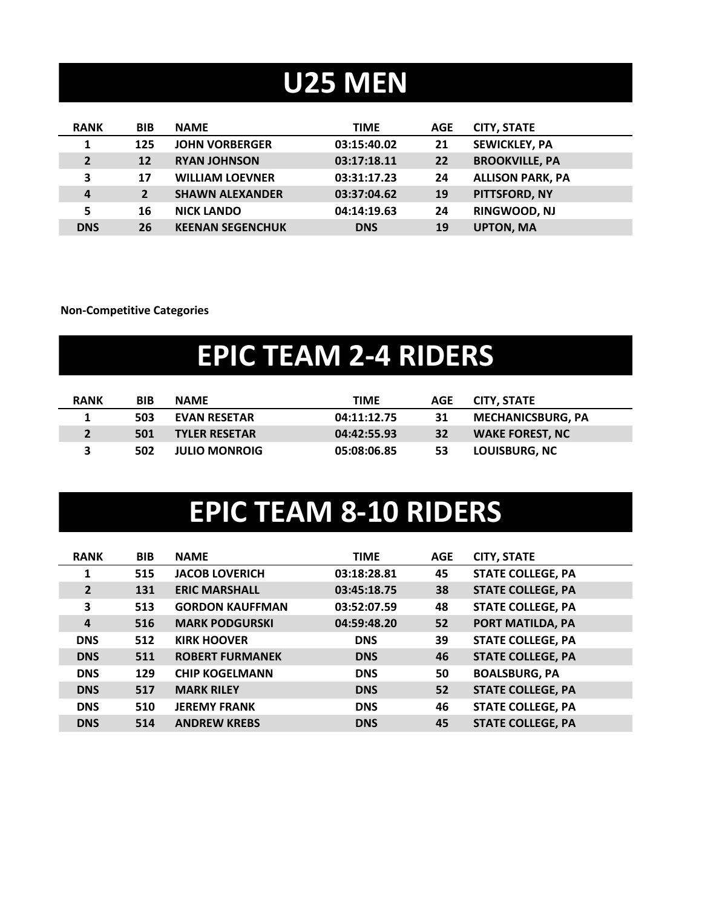# U25 MEN

| RANK | BIB | NAME | TIME | AGE | CITY, STATE |
|---|---|---|---|---|---|
| 1 | 125 | JOHN VORBERGER | 03:15:40.02 | 21 | SEWICKLEY, PA |
| 2 | 12 | RYAN JOHNSON | 03:17:18.11 | 22 | BROOKVILLE, PA |
| 3 | 17 | WILLIAM LOEVNER | 03:31:17.23 | 24 | ALLISON PARK, PA |
| 4 | 2 | SHAWN ALEXANDER | 03:37:04.62 | 19 | PITTSFORD, NY |
| 5 | 16 | NICK LANDO | 04:14:19.63 | 24 | RINGWOOD, NJ |
| DNS | 26 | KEENAN SEGENCHUK | DNS | 19 | UPTON, MA |

**Non-Competitive Categories**

# EPIC TEAM 2-4 RIDERS

| RANK | BIB | NAME | TIME | AGE | CITY, STATE |
|---|---|---|---|---|---|
| 1 | 503 | EVAN RESETAR | 04:11:12.75 | 31 | MECHANICSBURG, PA |
| 2 | 501 | TYLER RESETAR | 04:42:55.93 | 32 | WAKE FOREST, NC |
| 3 | 502 | JULIO MONROIG | 05:08:06.85 | 53 | LOUISBURG, NC |

# EPIC TEAM 8-10 RIDERS

| RANK | BIB | NAME | TIME | AGE | CITY, STATE |
|---|---|---|---|---|---|
| 1 | 515 | JACOB LOVERICH | 03:18:28.81 | 45 | STATE COLLEGE, PA |
| 2 | 131 | ERIC MARSHALL | 03:45:18.75 | 38 | STATE COLLEGE, PA |
| 3 | 513 | GORDON KAUFFMAN | 03:52:07.59 | 48 | STATE COLLEGE, PA |
| 4 | 516 | MARK PODGURSKI | 04:59:48.20 | 52 | PORT MATILDA, PA |
| DNS | 512 | KIRK HOOVER | DNS | 39 | STATE COLLEGE, PA |
| DNS | 511 | ROBERT FURMANEK | DNS | 46 | STATE COLLEGE, PA |
| DNS | 129 | CHIP KOGELMANN | DNS | 50 | BOALSBURG, PA |
| DNS | 517 | MARK RILEY | DNS | 52 | STATE COLLEGE, PA |
| DNS | 510 | JEREMY FRANK | DNS | 46 | STATE COLLEGE, PA |
| DNS | 514 | ANDREW KREBS | DNS | 45 | STATE COLLEGE, PA |